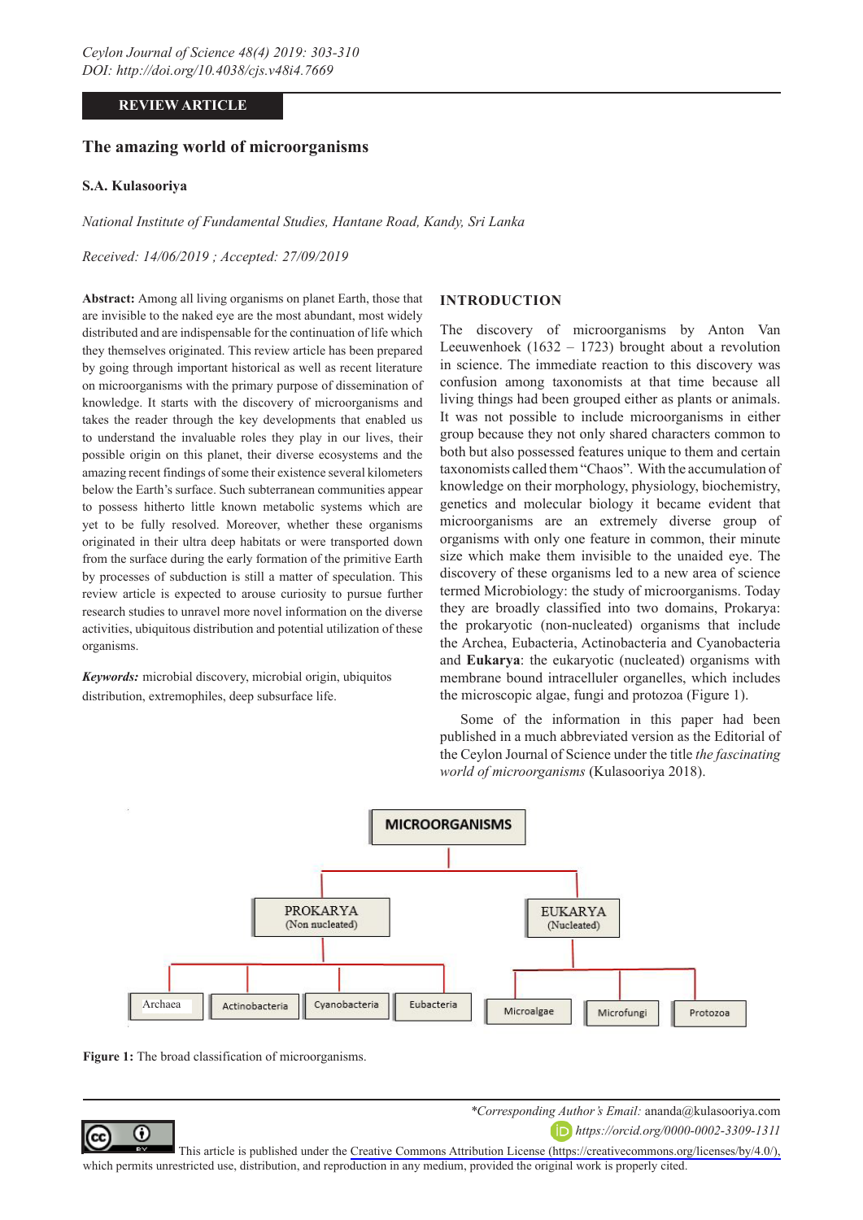REVIEW ARTICLE

# The amazing world of microorganisms

**S.A. Kulasooriya**

*National Institute of Fundamental Studies, Hantane Road, Kandy, Sri Lanka*

*Received: 14/06/2019 ; Accepted: 27/09/2019*

**Abstract:** Among all living organisms on planet Earth, those that are invisible to the naked eye are the most abundant, most widely distributed and are indispensable for the continuation of life which they themselves originated. This review article has been prepared by going through important historical as well as recent literature on microorganisms with the primary purpose of dissemination of knowledge. It starts with the discovery of microorganisms and takes the reader through the key developments that enabled us to understand the invaluable roles they play in our lives, their possible origin on this planet, their diverse ecosystems and the amazing recent findings of some their existence several kilometers below the Earth's surface. Such subterranean communities appear to possess hitherto little known metabolic systems which are yet to be fully resolved. Moreover, whether these organisms originated in their ultra deep habitats or were transported down from the surface during the early formation of the primitive Earth by processes of subduction is still a matter of speculation. This review article is expected to arouse curiosity to pursue further research studies to unravel more novel information on the diverse activities, ubiquitous distribution and potential utilization of these organisms.

***Keywords:*** microbial discovery, microbial origin, ubiquitos distribution, extremophiles, deep subsurface life.

## INTRODUCTION

The discovery of microorganisms by Anton Van Leeuwenhoek (1632 – 1723) brought about a revolution in science. The immediate reaction to this discovery was confusion among taxonomists at that time because all living things had been grouped either as plants or animals. It was not possible to include microorganisms in either group because they not only shared characters common to both but also possessed features unique to them and certain taxonomists called them "Chaos". With the accumulation of knowledge on their morphology, physiology, biochemistry, genetics and molecular biology it became evident that microorganisms are an extremely diverse group of organisms with only one feature in common, their minute size which make them invisible to the unaided eye. The discovery of these organisms led to a new area of science termed Microbiology: the study of microorganisms. Today they are broadly classified into two domains, Prokarya: the prokaryotic (non-nucleated) organisms that include the Archea, Eubacteria, Actinobacteria and Cyanobacteria and **Eukarya**: the eukaryotic (nucleated) organisms with membrane bound intracelluler organelles, which includes the microscopic algae, fungi and protozoa (Figure 1).

Some of the information in this paper had been published in a much abbreviated version as the Editorial of the Ceylon Journal of Science under the title *the fascinating world of microorganisms* (Kulasooriya 2018).

MICROORGANISMS
- PROKARYA (Non nucleated)
  - Archaea
  - Actinobacteria
  - Cyanobacteria
  - Eubacteria
- EUKARYA (Nucleated)
  - Microalgae
  - Microfungi
  - Protozoa

**Figure 1:** The broad classification of microorganisms.

*\*Corresponding Author's Email:* ananda@kulasooriya.com

*https://orcid.org/0000-0002-3309-1311*

This article is published under the Creative Commons Attribution License (https://creativecommons.org/licenses/by/4.0/), which permits unrestricted use, distribution, and reproduction in any medium, provided the original work is properly cited.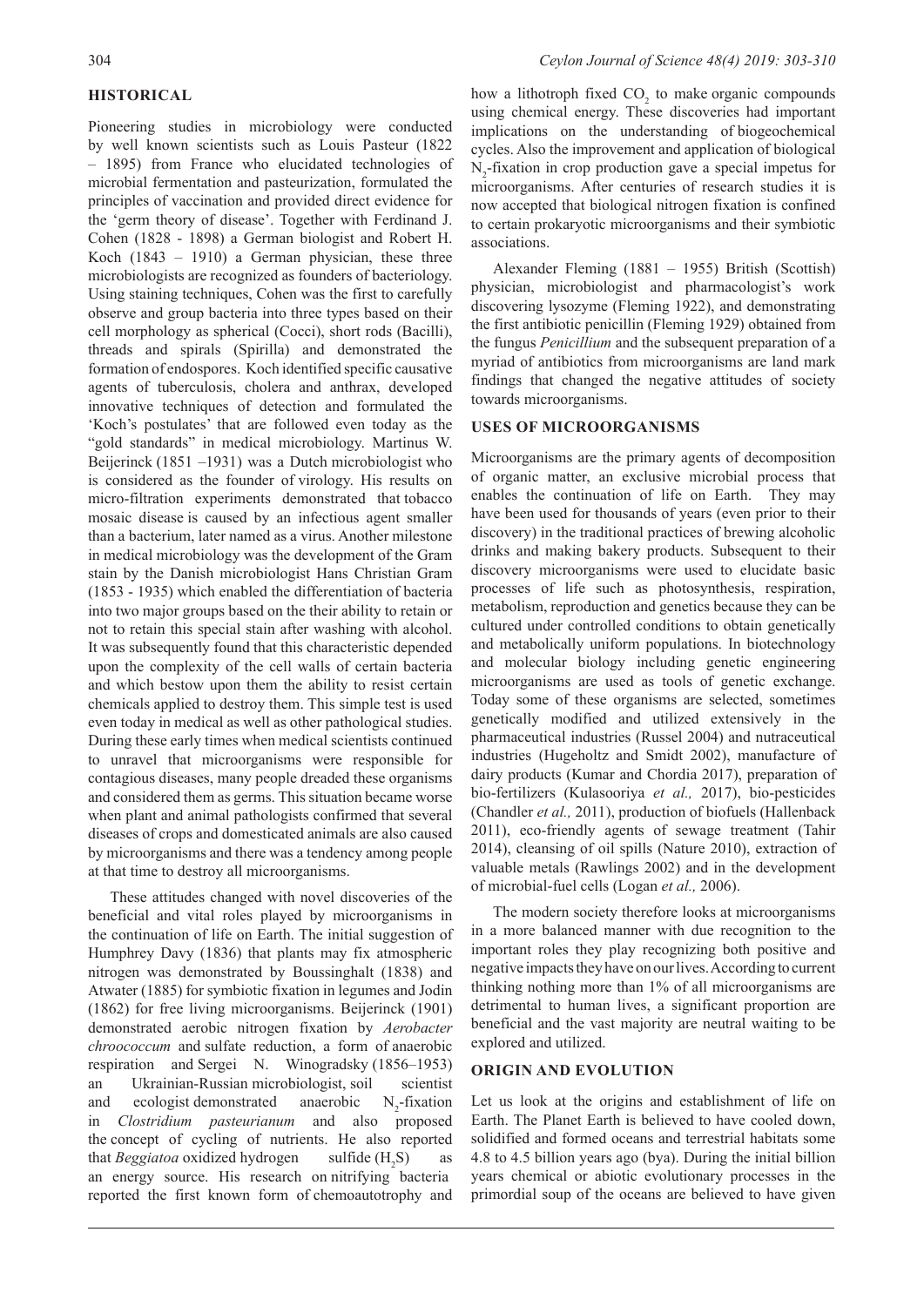## HISTORICAL

Pioneering studies in microbiology were conducted by well known scientists such as Louis Pasteur (1822 – 1895) from France who elucidated technologies of microbial fermentation and pasteurization, formulated the principles of vaccination and provided direct evidence for the 'germ theory of disease'. Together with Ferdinand J. Cohen (1828 - 1898) a German biologist and Robert H. Koch (1843 – 1910) a German physician, these three microbiologists are recognized as founders of bacteriology. Using staining techniques, Cohen was the first to carefully observe and group bacteria into three types based on their cell morphology as spherical (Cocci), short rods (Bacilli), threads and spirals (Spirilla) and demonstrated the formation of endospores. Koch identified specific causative agents of tuberculosis, cholera and anthrax, developed innovative techniques of detection and formulated the 'Koch's postulates' that are followed even today as the "gold standards" in medical microbiology. Martinus W. Beijerinck (1851 –1931) was a Dutch microbiologist who is considered as the founder of virology. His results on micro-filtration experiments demonstrated that tobacco mosaic disease is caused by an infectious agent smaller than a bacterium, later named as a virus. Another milestone in medical microbiology was the development of the Gram stain by the Danish microbiologist Hans Christian Gram (1853 - 1935) which enabled the differentiation of bacteria into two major groups based on the their ability to retain or not to retain this special stain after washing with alcohol. It was subsequently found that this characteristic depended upon the complexity of the cell walls of certain bacteria and which bestow upon them the ability to resist certain chemicals applied to destroy them. This simple test is used even today in medical as well as other pathological studies. During these early times when medical scientists continued to unravel that microorganisms were responsible for contagious diseases, many people dreaded these organisms and considered them as germs. This situation became worse when plant and animal pathologists confirmed that several diseases of crops and domesticated animals are also caused by microorganisms and there was a tendency among people at that time to destroy all microorganisms.

These attitudes changed with novel discoveries of the beneficial and vital roles played by microorganisms in the continuation of life on Earth. The initial suggestion of Humphrey Davy (1836) that plants may fix atmospheric nitrogen was demonstrated by Boussinghalt (1838) and Atwater (1885) for symbiotic fixation in legumes and Jodin (1862) for free living microorganisms. Beijerinck (1901) demonstrated aerobic nitrogen fixation by *Aerobacter chroococcum* and sulfate reduction, a form of anaerobic respiration and Sergei N. Winogradsky (1856–1953) an Ukrainian-Russian microbiologist, soil scientist and ecologist demonstrated anaerobic $N_2$-fixation in *Clostridium pasteurianum* and also proposed the concept of cycling of nutrients. He also reported that *Beggiatoa* oxidized hydrogen sulfide ($H_2S$) as an energy source. His research on nitrifying bacteria reported the first known form of chemoautotrophy and how a lithotroph fixed $CO_2$ to make organic compounds using chemical energy. These discoveries had important implications on the understanding of biogeochemical cycles. Also the improvement and application of biological $N_2$-fixation in crop production gave a special impetus for microorganisms. After centuries of research studies it is now accepted that biological nitrogen fixation is confined to certain prokaryotic microorganisms and their symbiotic associations.

Alexander Fleming (1881 – 1955) British (Scottish) physician, microbiologist and pharmacologist's work discovering lysozyme (Fleming 1922), and demonstrating the first antibiotic penicillin (Fleming 1929) obtained from the fungus *Penicillium* and the subsequent preparation of a myriad of antibiotics from microorganisms are land mark findings that changed the negative attitudes of society towards microorganisms.

## USES OF MICROORGANISMS

Microorganisms are the primary agents of decomposition of organic matter, an exclusive microbial process that enables the continuation of life on Earth. They may have been used for thousands of years (even prior to their discovery) in the traditional practices of brewing alcoholic drinks and making bakery products. Subsequent to their discovery microorganisms were used to elucidate basic processes of life such as photosynthesis, respiration, metabolism, reproduction and genetics because they can be cultured under controlled conditions to obtain genetically and metabolically uniform populations. In biotechnology and molecular biology including genetic engineering microorganisms are used as tools of genetic exchange. Today some of these organisms are selected, sometimes genetically modified and utilized extensively in the pharmaceutical industries (Russel 2004) and nutraceutical industries (Hugeholtz and Smidt 2002), manufacture of dairy products (Kumar and Chordia 2017), preparation of bio-fertilizers (Kulasooriya *et al.,* 2017), bio-pesticides (Chandler *et al.,* 2011), production of biofuels (Hallenback 2011), eco-friendly agents of sewage treatment (Tahir 2014), cleansing of oil spills (Nature 2010), extraction of valuable metals (Rawlings 2002) and in the development of microbial-fuel cells (Logan *et al.,* 2006).

The modern society therefore looks at microorganisms in a more balanced manner with due recognition to the important roles they play recognizing both positive and negative impacts they have on our lives. According to current thinking nothing more than 1% of all microorganisms are detrimental to human lives, a significant proportion are beneficial and the vast majority are neutral waiting to be explored and utilized.

## ORIGIN AND EVOLUTION

Let us look at the origins and establishment of life on Earth. The Planet Earth is believed to have cooled down, solidified and formed oceans and terrestrial habitats some 4.8 to 4.5 billion years ago (bya). During the initial billion years chemical or abiotic evolutionary processes in the primordial soup of the oceans are believed to have given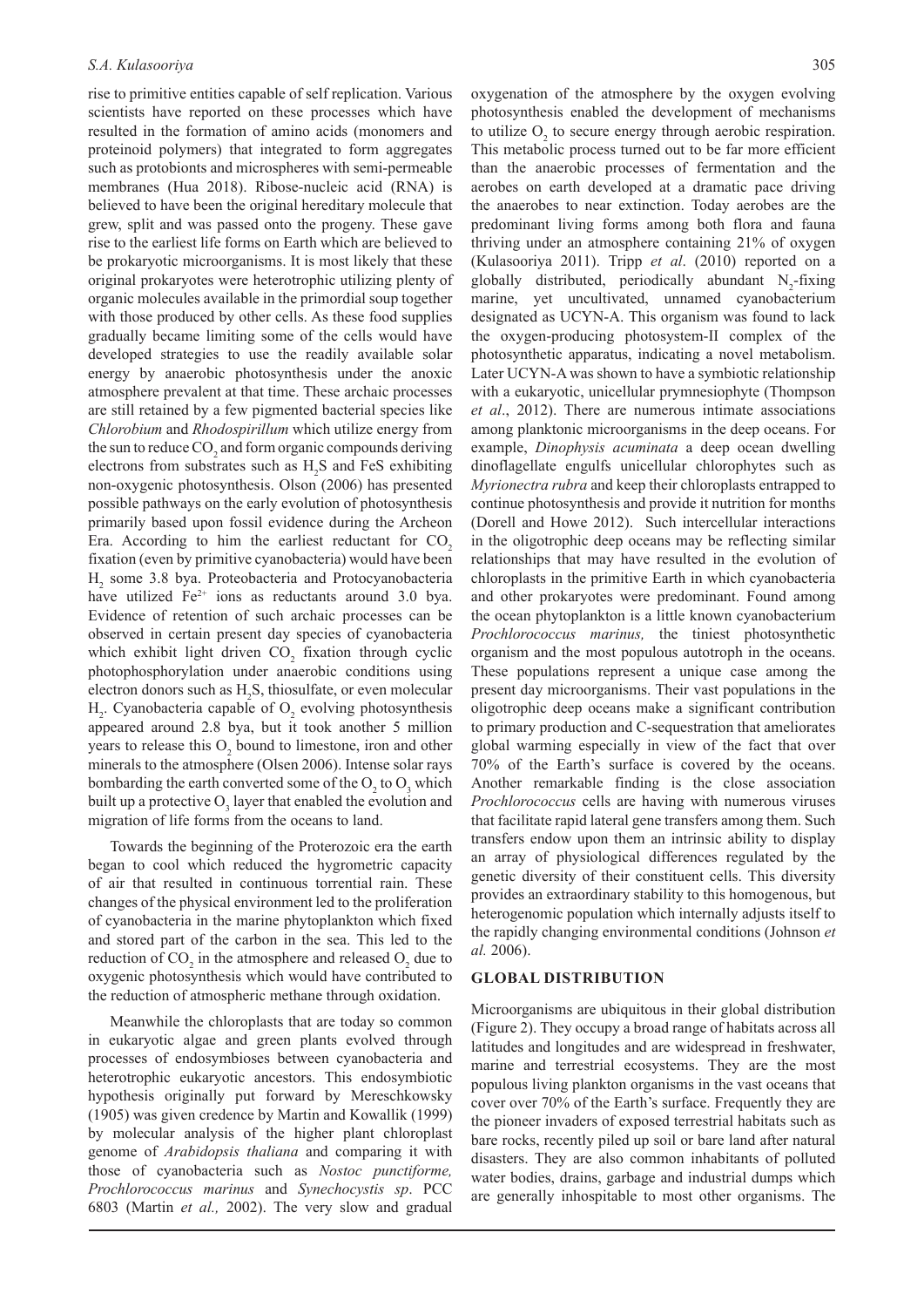rise to primitive entities capable of self replication. Various scientists have reported on these processes which have resulted in the formation of amino acids (monomers and proteinoid polymers) that integrated to form aggregates such as protobionts and microspheres with semi-permeable membranes (Hua 2018). Ribose-nucleic acid (RNA) is believed to have been the original hereditary molecule that grew, split and was passed onto the progeny. These gave rise to the earliest life forms on Earth which are believed to be prokaryotic microorganisms. It is most likely that these original prokaryotes were heterotrophic utilizing plenty of organic molecules available in the primordial soup together with those produced by other cells. As these food supplies gradually became limiting some of the cells would have developed strategies to use the readily available solar energy by anaerobic photosynthesis under the anoxic atmosphere prevalent at that time. These archaic processes are still retained by a few pigmented bacterial species like *Chlorobium* and *Rhodospirillum* which utilize energy from the sun to reduce $CO_2$ and form organic compounds deriving electrons from substrates such as $H_2S$ and FeS exhibiting non-oxygenic photosynthesis. Olson (2006) has presented possible pathways on the early evolution of photosynthesis primarily based upon fossil evidence during the Archeon Era. According to him the earliest reductant for $CO_2$ fixation (even by primitive cyanobacteria) would have been $H_2$ some 3.8 bya. Proteobacteria and Protocyanobacteria have utilized $Fe^{2+}$ ions as reductants around 3.0 bya. Evidence of retention of such archaic processes can be observed in certain present day species of cyanobacteria which exhibit light driven $CO_2$ fixation through cyclic photophosphorylation under anaerobic conditions using electron donors such as $H_2S$, thiosulfate, or even molecular $H_2$. Cyanobacteria capable of $O_2$ evolving photosynthesis appeared around 2.8 bya, but it took another 5 million years to release this $O_2$ bound to limestone, iron and other minerals to the atmosphere (Olsen 2006). Intense solar rays bombarding the earth converted some of the $O_2$ to $O_3$ which built up a protective $O_3$ layer that enabled the evolution and migration of life forms from the oceans to land.

Towards the beginning of the Proterozoic era the earth began to cool which reduced the hygrometric capacity of air that resulted in continuous torrential rain. These changes of the physical environment led to the proliferation of cyanobacteria in the marine phytoplankton which fixed and stored part of the carbon in the sea. This led to the reduction of $CO_2$ in the atmosphere and released $O_2$ due to oxygenic photosynthesis which would have contributed to the reduction of atmospheric methane through oxidation.

Meanwhile the chloroplasts that are today so common in eukaryotic algae and green plants evolved through processes of endosymbioses between cyanobacteria and heterotrophic eukaryotic ancestors. This endosymbiotic hypothesis originally put forward by Mereschkowsky (1905) was given credence by Martin and Kowallik (1999) by molecular analysis of the higher plant chloroplast genome of *Arabidopsis thaliana* and comparing it with those of cyanobacteria such as *Nostoc punctiforme, Prochlorococcus marinus* and *Synechocystis sp*. PCC 6803 (Martin *et al.,* 2002). The very slow and gradual oxygenation of the atmosphere by the oxygen evolving photosynthesis enabled the development of mechanisms to utilize $O_2$ to secure energy through aerobic respiration. This metabolic process turned out to be far more efficient than the anaerobic processes of fermentation and the aerobes on earth developed at a dramatic pace driving the anaerobes to near extinction. Today aerobes are the predominant living forms among both flora and fauna thriving under an atmosphere containing 21% of oxygen (Kulasooriya 2011). Tripp *et al*. (2010) reported on a globally distributed, periodically abundant $N_2$-fixing marine, yet uncultivated, unnamed cyanobacterium designated as UCYN-A. This organism was found to lack the oxygen-producing photosystem-II complex of the photosynthetic apparatus, indicating a novel metabolism. Later UCYN-A was shown to have a symbiotic relationship with a eukaryotic, unicellular prymnesiophyte (Thompson *et al*., 2012). There are numerous intimate associations among planktonic microorganisms in the deep oceans. For example, *Dinophysis acuminata* a deep ocean dwelling dinoflagellate engulfs unicellular chlorophytes such as *Myrionectra rubra* and keep their chloroplasts entrapped to continue photosynthesis and provide it nutrition for months (Dorell and Howe 2012). Such intercellular interactions in the oligotrophic deep oceans may be reflecting similar relationships that may have resulted in the evolution of chloroplasts in the primitive Earth in which cyanobacteria and other prokaryotes were predominant. Found among the ocean phytoplankton is a little known cyanobacterium *Prochlorococcus marinus,* the tiniest photosynthetic organism and the most populous autotroph in the oceans. These populations represent a unique case among the present day microorganisms. Their vast populations in the oligotrophic deep oceans make a significant contribution to primary production and C-sequestration that ameliorates global warming especially in view of the fact that over 70% of the Earth's surface is covered by the oceans. Another remarkable finding is the close association *Prochlorococcus* cells are having with numerous viruses that facilitate rapid lateral gene transfers among them. Such transfers endow upon them an intrinsic ability to display an array of physiological differences regulated by the genetic diversity of their constituent cells. This diversity provides an extraordinary stability to this homogenous, but heterogenomic population which internally adjusts itself to the rapidly changing environmental conditions (Johnson *et al.* 2006).

## GLOBAL DISTRIBUTION

Microorganisms are ubiquitous in their global distribution (Figure 2). They occupy a broad range of habitats across all latitudes and longitudes and are widespread in freshwater, marine and terrestrial ecosystems. They are the most populous living plankton organisms in the vast oceans that cover over 70% of the Earth's surface. Frequently they are the pioneer invaders of exposed terrestrial habitats such as bare rocks, recently piled up soil or bare land after natural disasters. They are also common inhabitants of polluted water bodies, drains, garbage and industrial dumps which are generally inhospitable to most other organisms. The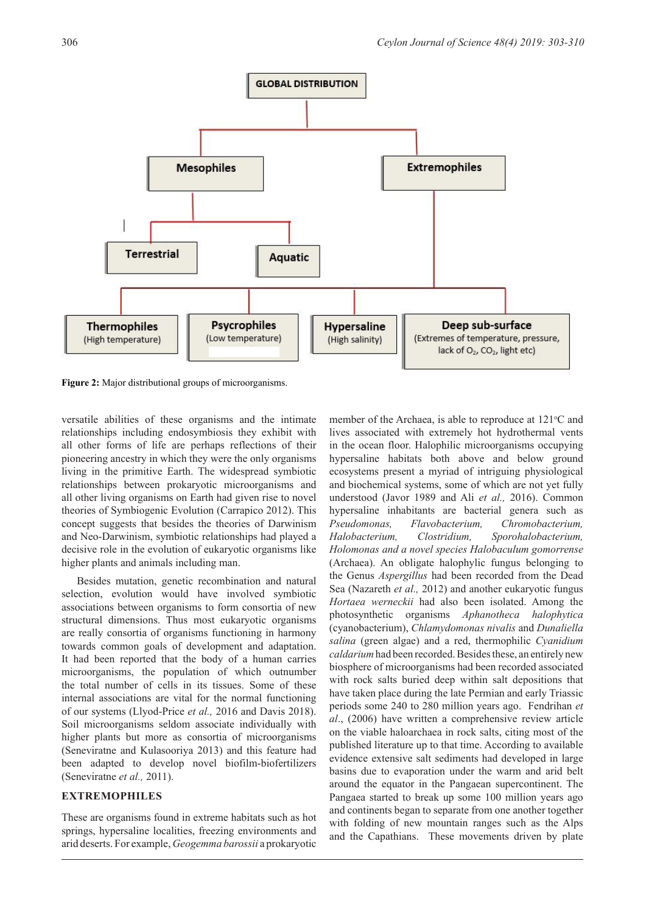**Figure 2:** Major distributional groups of microorganisms.

versatile abilities of these organisms and the intimate relationships including endosymbiosis they exhibit with all other forms of life are perhaps reflections of their pioneering ancestry in which they were the only organisms living in the primitive Earth. The widespread symbiotic relationships between prokaryotic microorganisms and all other living organisms on Earth had given rise to novel theories of Symbiogenic Evolution (Carrapico 2012). This concept suggests that besides the theories of Darwinism and Neo-Darwinism, symbiotic relationships had played a decisive role in the evolution of eukaryotic organisms like higher plants and animals including man.

Besides mutation, genetic recombination and natural selection, evolution would have involved symbiotic associations between organisms to form consortia of new structural dimensions. Thus most eukaryotic organisms are really consortia of organisms functioning in harmony towards common goals of development and adaptation. It had been reported that the body of a human carries microorganisms, the population of which outnumber the total number of cells in its tissues. Some of these internal associations are vital for the normal functioning of our systems (Llyod-Price *et al.,* 2016 and Davis 2018). Soil microorganisms seldom associate individually with higher plants but more as consortia of microorganisms (Seneviratne and Kulasooriya 2013) and this feature had been adapted to develop novel biofilm-biofertilizers (Seneviratne *et al.,* 2011).

## EXTREMOPHILES

These are organisms found in extreme habitats such as hot springs, hypersaline localities, freezing environments and arid deserts. For example, *Geogemma barossii* a prokaryotic member of the Archaea, is able to reproduce at 121°C and lives associated with extremely hot hydrothermal vents in the ocean floor. Halophilic microorganisms occupying hypersaline habitats both above and below ground ecosystems present a myriad of intriguing physiological and biochemical systems, some of which are not yet fully understood (Javor 1989 and Ali *et al.,* 2016). Common hypersaline inhabitants are bacterial genera such as *Pseudomonas, Flavobacterium, Chromobacterium, Halobacterium, Clostridium, Sporohalobacterium, Holomonas and a novel species Halobaculum gomorrense* (Archaea). An obligate halophylic fungus belonging to the Genus *Aspergillus* had been recorded from the Dead Sea (Nazareth *et al.,* 2012) and another eukaryotic fungus *Hortaea werneckii* had also been isolated. Among the photosynthetic organisms *Aphanotheca halophytica* (cyanobacterium), *Chlamydomonas nivalis* and *Dunaliella salina* (green algae) and a red, thermophilic *Cyanidium caldarium* had been recorded. Besides these, an entirely new biosphere of microorganisms had been recorded associated with rock salts buried deep within salt depositions that have taken place during the late Permian and early Triassic periods some 240 to 280 million years ago. Fendrihan *et al.*, (2006) have written a comprehensive review article on the viable haloarchaea in rock salts, citing most of the published literature up to that time. According to available evidence extensive salt sediments had developed in large basins due to evaporation under the warm and arid belt around the equator in the Pangaean supercontinent. The Pangaea started to break up some 100 million years ago and continents began to separate from one another together with folding of new mountain ranges such as the Alps and the Capathians. These movements driven by plate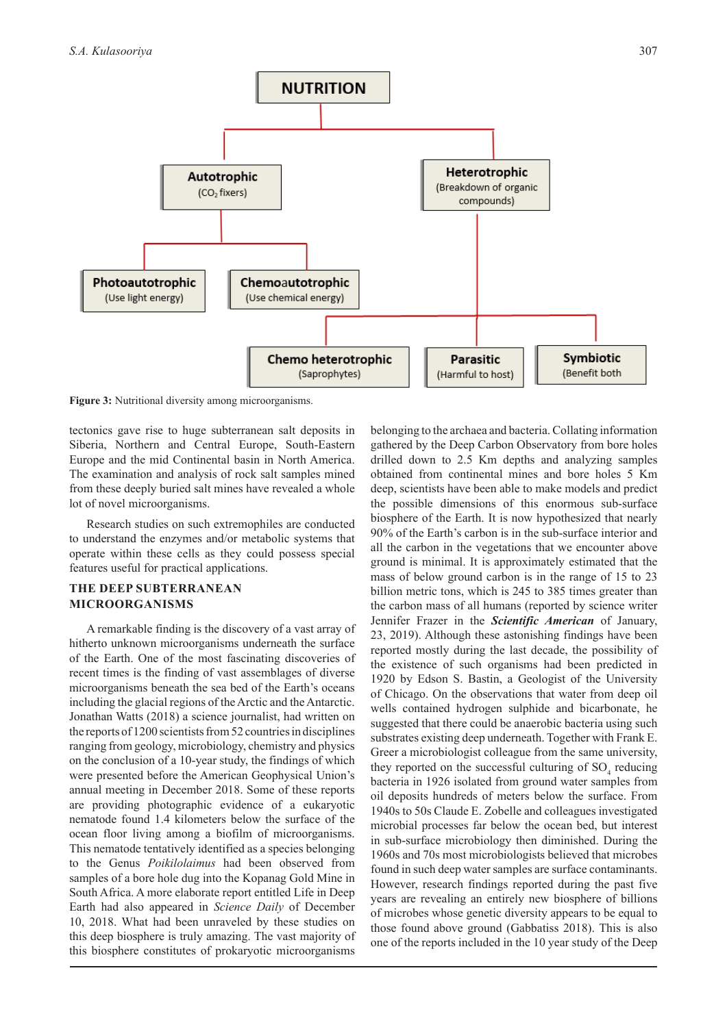**NUTRITION**

- **Autotrophic** (CO$_2$ fixers)
  - **Photoautotrophic** (Use light energy)
  - **Chemoautotrophic** (Use chemical energy)
- **Heterotrophic** (Breakdown of organic compounds)
  - **Chemo heterotrophic** (Saprophytes)
  - **Parasitic** (Harmful to host)
  - **Symbiotic** (Benefit both

**Figure 3:** Nutritional diversity among microorganisms.

tectonics gave rise to huge subterranean salt deposits in Siberia, Northern and Central Europe, South-Eastern Europe and the mid Continental basin in North America. The examination and analysis of rock salt samples mined from these deeply buried salt mines have revealed a whole lot of novel microorganisms.

Research studies on such extremophiles are conducted to understand the enzymes and/or metabolic systems that operate within these cells as they could possess special features useful for practical applications.

## THE DEEP SUBTERRANEAN MICROORGANISMS

A remarkable finding is the discovery of a vast array of hitherto unknown microorganisms underneath the surface of the Earth. One of the most fascinating discoveries of recent times is the finding of vast assemblages of diverse microorganisms beneath the sea bed of the Earth's oceans including the glacial regions of the Arctic and the Antarctic. Jonathan Watts (2018) a science journalist, had written on the reports of 1200 scientists from 52 countries in disciplines ranging from geology, microbiology, chemistry and physics on the conclusion of a 10-year study, the findings of which were presented before the American Geophysical Union's annual meeting in December 2018. Some of these reports are providing photographic evidence of a eukaryotic nematode found 1.4 kilometers below the surface of the ocean floor living among a biofilm of microorganisms. This nematode tentatively identified as a species belonging to the Genus *Poikilolaimus* had been observed from samples of a bore hole dug into the Kopanag Gold Mine in South Africa. A more elaborate report entitled Life in Deep Earth had also appeared in *Science Daily* of December 10, 2018. What had been unraveled by these studies on this deep biosphere is truly amazing. The vast majority of this biosphere constitutes of prokaryotic microorganisms belonging to the archaea and bacteria. Collating information gathered by the Deep Carbon Observatory from bore holes drilled down to 2.5 Km depths and analyzing samples obtained from continental mines and bore holes 5 Km deep, scientists have been able to make models and predict the possible dimensions of this enormous sub-surface biosphere of the Earth. It is now hypothesized that nearly 90% of the Earth's carbon is in the sub-surface interior and all the carbon in the vegetations that we encounter above ground is minimal. It is approximately estimated that the mass of below ground carbon is in the range of 15 to 23 billion metric tons, which is 245 to 385 times greater than the carbon mass of all humans (reported by science writer Jennifer Frazer in the ***Scientific American*** of January, 23, 2019). Although these astonishing findings have been reported mostly during the last decade, the possibility of the existence of such organisms had been predicted in 1920 by Edson S. Bastin, a Geologist of the University of Chicago. On the observations that water from deep oil wells contained hydrogen sulphide and bicarbonate, he suggested that there could be anaerobic bacteria using such substrates existing deep underneath. Together with Frank E. Greer a microbiologist colleague from the same university, they reported on the successful culturing of SO$_4$ reducing bacteria in 1926 isolated from ground water samples from oil deposits hundreds of meters below the surface. From 1940s to 50s Claude E. Zobelle and colleagues investigated microbial processes far below the ocean bed, but interest in sub-surface microbiology then diminished. During the 1960s and 70s most microbiologists believed that microbes found in such deep water samples are surface contaminants. However, research findings reported during the past five years are revealing an entirely new biosphere of billions of microbes whose genetic diversity appears to be equal to those found above ground (Gabbatiss 2018). This is also one of the reports included in the 10 year study of the Deep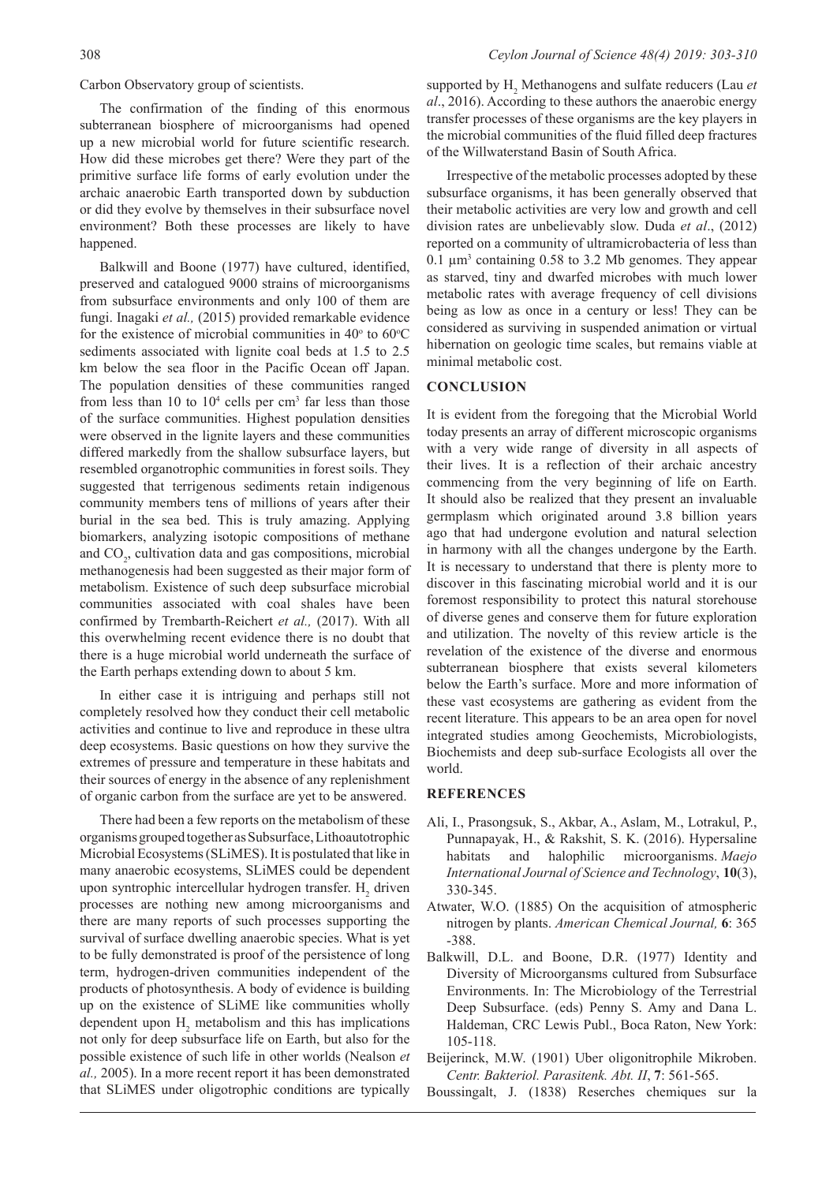Carbon Observatory group of scientists.

The confirmation of the finding of this enormous subterranean biosphere of microorganisms had opened up a new microbial world for future scientific research. How did these microbes get there? Were they part of the primitive surface life forms of early evolution under the archaic anaerobic Earth transported down by subduction or did they evolve by themselves in their subsurface novel environment? Both these processes are likely to have happened.

Balkwill and Boone (1977) have cultured, identified, preserved and catalogued 9000 strains of microorganisms from subsurface environments and only 100 of them are fungi. Inagaki *et al.,* (2015) provided remarkable evidence for the existence of microbial communities in 40° to 60°C sediments associated with lignite coal beds at 1.5 to 2.5 km below the sea floor in the Pacific Ocean off Japan. The population densities of these communities ranged from less than 10 to $10^4$ cells per $cm^3$ far less than those of the surface communities. Highest population densities were observed in the lignite layers and these communities differed markedly from the shallow subsurface layers, but resembled organotrophic communities in forest soils. They suggested that terrigenous sediments retain indigenous community members tens of millions of years after their burial in the sea bed. This is truly amazing. Applying biomarkers, analyzing isotopic compositions of methane and $CO_2$, cultivation data and gas compositions, microbial methanogenesis had been suggested as their major form of metabolism. Existence of such deep subsurface microbial communities associated with coal shales have been confirmed by Trembarth-Reichert *et al.,* (2017). With all this overwhelming recent evidence there is no doubt that there is a huge microbial world underneath the surface of the Earth perhaps extending down to about 5 km.

In either case it is intriguing and perhaps still not completely resolved how they conduct their cell metabolic activities and continue to live and reproduce in these ultra deep ecosystems. Basic questions on how they survive the extremes of pressure and temperature in these habitats and their sources of energy in the absence of any replenishment of organic carbon from the surface are yet to be answered.

There had been a few reports on the metabolism of these organisms grouped together as Subsurface, Lithoautotrophic Microbial Ecosystems (SLiMES). It is postulated that like in many anaerobic ecosystems, SLiMES could be dependent upon syntrophic intercellular hydrogen transfer. $H_2$ driven processes are nothing new among microorganisms and there are many reports of such processes supporting the survival of surface dwelling anaerobic species. What is yet to be fully demonstrated is proof of the persistence of long term, hydrogen-driven communities independent of the products of photosynthesis. A body of evidence is building up on the existence of SLiME like communities wholly dependent upon $H_2$ metabolism and this has implications not only for deep subsurface life on Earth, but also for the possible existence of such life in other worlds (Nealson *et al.,* 2005). In a more recent report it has been demonstrated that SLiMES under oligotrophic conditions are typically supported by $H_2$ Methanogens and sulfate reducers (Lau *et al*., 2016). According to these authors the anaerobic energy transfer processes of these organisms are the key players in the microbial communities of the fluid filled deep fractures of the Willwaterstand Basin of South Africa.

Irrespective of the metabolic processes adopted by these subsurface organisms, it has been generally observed that their metabolic activities are very low and growth and cell division rates are unbelievably slow. Duda *et al*., (2012) reported on a community of ultramicrobacteria of less than 0.1 $\mu m^3$ containing 0.58 to 3.2 Mb genomes. They appear as starved, tiny and dwarfed microbes with much lower metabolic rates with average frequency of cell divisions being as low as once in a century or less! They can be considered as surviving in suspended animation or virtual hibernation on geologic time scales, but remains viable at minimal metabolic cost.

## CONCLUSION

It is evident from the foregoing that the Microbial World today presents an array of different microscopic organisms with a very wide range of diversity in all aspects of their lives. It is a reflection of their archaic ancestry commencing from the very beginning of life on Earth. It should also be realized that they present an invaluable germplasm which originated around 3.8 billion years ago that had undergone evolution and natural selection in harmony with all the changes undergone by the Earth. It is necessary to understand that there is plenty more to discover in this fascinating microbial world and it is our foremost responsibility to protect this natural storehouse of diverse genes and conserve them for future exploration and utilization. The novelty of this review article is the revelation of the existence of the diverse and enormous subterranean biosphere that exists several kilometers below the Earth's surface. More and more information of these vast ecosystems are gathering as evident from the recent literature. This appears to be an area open for novel integrated studies among Geochemists, Microbiologists, Biochemists and deep sub-surface Ecologists all over the world.

## REFERENCES

Ali, I., Prasongsuk, S., Akbar, A., Aslam, M., Lotrakul, P., Punnapayak, H., & Rakshit, S. K. (2016). Hypersaline habitats and halophilic microorganisms. *Maejo International Journal of Science and Technology*, **10**(3), 330-345.

Atwater, W.O. (1885) On the acquisition of atmospheric nitrogen by plants. *American Chemical Journal,* **6**: 365 -388.

Balkwill, D.L. and Boone, D.R. (1977) Identity and Diversity of Microorgansms cultured from Subsurface Environments. In: The Microbiology of the Terrestrial Deep Subsurface. (eds) Penny S. Amy and Dana L. Haldeman, CRC Lewis Publ., Boca Raton, New York: 105-118.

Beijerinck, M.W. (1901) Uber oligonitrophile Mikroben. *Centr. Bakteriol. Parasitenk. Abt. II*, **7**: 561-565.

Boussingalt, J. (1838) Reserches chemiques sur la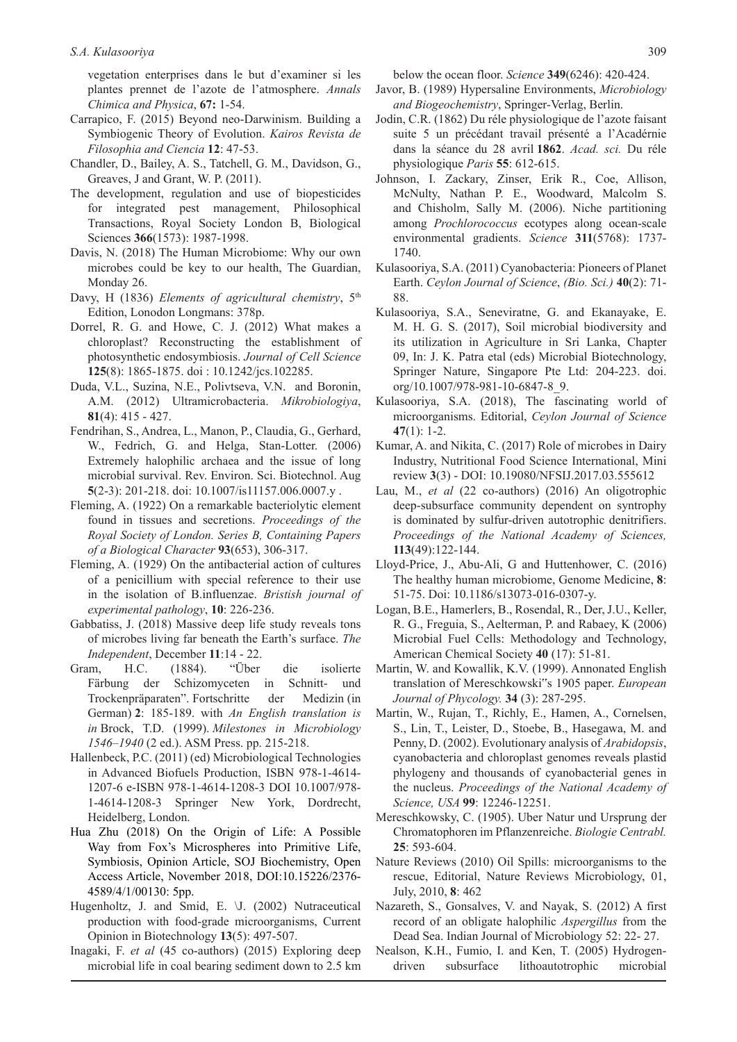vegetation enterprises dans le but d'examiner si les plantes prennet de l'azote de l'atmosphere. *Annals Chimica and Physica*, **67:** 1-54.

Carrapico, F. (2015) Beyond neo-Darwinism. Building a Symbiogenic Theory of Evolution. *Kairos Revista de Filosophia and Ciencia* **12**: 47-53.

Chandler, D., Bailey, A. S., Tatchell, G. M., Davidson, G., Greaves, J and Grant, W. P. (2011).

The development, regulation and use of biopesticides for integrated pest management, Philosophical Transactions, Royal Society London B, Biological Sciences **366**(1573): 1987-1998.

Davis, N. (2018) The Human Microbiome: Why our own microbes could be key to our health, The Guardian, Monday 26.

Davy, H (1836) *Elements of agricultural chemistry*, 5th Edition, Lonodon Longmans: 378p.

Dorrel, R. G. and Howe, C. J. (2012) What makes a chloroplast? Reconstructing the establishment of photosynthetic endosymbiosis. *Journal of Cell Science* **125**(8): 1865-1875. doi : 10.1242/jcs.102285.

Duda, V.L., Suzina, N.E., Polivtseva, V.N. and Boronin, A.M. (2012) Ultramicrobacteria. *Mikrobiologiya*, **81**(4): 415 - 427.

Fendrihan, S., Andrea, L., Manon, P., Claudia, G., Gerhard, W., Fedrich, G. and Helga, Stan-Lotter. (2006) Extremely halophilic archaea and the issue of long microbial survival. Rev. Environ. Sci. Biotechnol. Aug **5**(2-3): 201-218. doi: 10.1007/is11157.006.0007.y .

Fleming, A. (1922) On a remarkable bacteriolytic element found in tissues and secretions. *Proceedings of the Royal Society of London. Series B, Containing Papers of a Biological Character* **93**(653), 306-317.

Fleming, A. (1929) On the antibacterial action of cultures of a penicillium with special reference to their use in the isolation of B.influenzae. *Bristish journal of experimental pathology*, **10**: 226-236.

Gabbatiss, J. (2018) Massive deep life study reveals tons of microbes living far beneath the Earth's surface. *The Independent*, December **11**:14 - 22.

Gram, H.C. (1884). "Über die isolierte Färbung der Schizomyceten in Schnitt- und Trockenpräparaten". Fortschritte der Medizin (in German) **2**: 185-189. with *An English translation is in* Brock, T.D. (1999). *Milestones in Microbiology 1546–1940* (2 ed.). ASM Press. pp. 215-218.

Hallenbeck, P.C. (2011) (ed) Microbiological Technologies in Advanced Biofuels Production, ISBN 978-1-4614-1207-6 e-ISBN 978-1-4614-1208-3 DOI 10.1007/978-1-4614-1208-3 Springer New York, Dordrecht, Heidelberg, London.

Hua Zhu (2018) On the Origin of Life: A Possible Way from Fox's Microspheres into Primitive Life, Symbiosis, Opinion Article, SOJ Biochemistry, Open Access Article, November 2018, DOI:10.15226/2376-4589/4/1/00130: 5pp.

Hugenholtz, J. and Smid, E. \J. (2002) Nutraceutical production with food-grade microorganisms, Current Opinion in Biotechnology **13**(5): 497-507.

Inagaki, F. *et al* (45 co-authors) (2015) Exploring deep microbial life in coal bearing sediment down to 2.5 km below the ocean floor. *Science* **349**(6246): 420-424.

Javor, B. (1989) Hypersaline Environments, *Microbiology and Biogeochemistry*, Springer-Verlag, Berlin.

Jodin, C.R. (1862) Du réle physiologique de l'azote faisant suite 5 un précédant travail présenté a l'Acadérnie dans la séance du 28 avril **1862**. *Acad. sci.* Du réle physiologique *Paris* **55**: 612-615.

Johnson, I. Zackary, Zinser, Erik R., Coe, Allison, McNulty, Nathan P. E., Woodward, Malcolm S. and Chisholm, Sally M. (2006). Niche partitioning among *Prochlorococcus* ecotypes along ocean-scale environmental gradients. *Science* **311**(5768): 1737-1740.

Kulasooriya, S.A. (2011) Cyanobacteria: Pioneers of Planet Earth. *Ceylon Journal of Science*, *(Bio. Sci.)* **40**(2): 71-88.

Kulasooriya, S.A., Seneviratne, G. and Ekanayake, E. M. H. G. S. (2017), Soil microbial biodiversity and its utilization in Agriculture in Sri Lanka, Chapter 09, In: J. K. Patra etal (eds) Microbial Biotechnology, Springer Nature, Singapore Pte Ltd: 204-223. doi.org/10.1007/978-981-10-6847-8_9.

Kulasooriya, S.A. (2018), The fascinating world of microorganisms. Editorial, *Ceylon Journal of Science* **47**(1): 1-2.

Kumar, A. and Nikita, C. (2017) Role of microbes in Dairy Industry, Nutritional Food Science International, Mini review **3**(3) - DOI: 10.19080/NFSIJ.2017.03.555612

Lau, M., *et al* (22 co-authors) (2016) An oligotrophic deep-subsurface community dependent on syntrophy is dominated by sulfur-driven autotrophic denitrifiers. *Proceedings of the National Academy of Sciences,* **113**(49):122-144.

Lloyd-Price, J., Abu-Ali, G and Huttenhower, C. (2016) The healthy human microbiome, Genome Medicine, **8**: 51-75. Doi: 10.1186/s13073-016-0307-y.

Logan, B.E., Hamerlers, B., Rosendal, R., Der, J.U., Keller, R. G., Freguia, S., Aelterman, P. and Rabaey, K (2006) Microbial Fuel Cells: Methodology and Technology, American Chemical Society **40** (17): 51-81.

Martin, W. and Kowallik, K.V. (1999). Annonated English translation of Mereschkowski"s 1905 paper. *European Journal of Phycology.* **34** (3): 287-295.

Martin, W., Rujan, T., Richly, E., Hamen, A., Cornelsen, S., Lin, T., Leister, D., Stoebe, B., Hasegawa, M. and Penny, D. (2002). Evolutionary analysis of *Arabidopsis*, cyanobacteria and chloroplast genomes reveals plastid phylogeny and thousands of cyanobacterial genes in the nucleus. *Proceedings of the National Academy of Science, USA* **99**: 12246-12251.

Mereschkowsky, C. (1905). Uber Natur und Ursprung der Chromatophoren im Pflanzenreiche. *Biologie Centrabl.* **25**: 593-604.

Nature Reviews (2010) Oil Spills: microorganisms to the rescue, Editorial, Nature Reviews Microbiology, 01, July, 2010, **8**: 462

Nazareth, S., Gonsalves, V. and Nayak, S. (2012) A first record of an obligate halophilic *Aspergillus* from the Dead Sea. Indian Journal of Microbiology 52: 22- 27.

Nealson, K.H., Fumio, I. and Ken, T. (2005) Hydrogen-driven subsurface lithoautotrophic microbial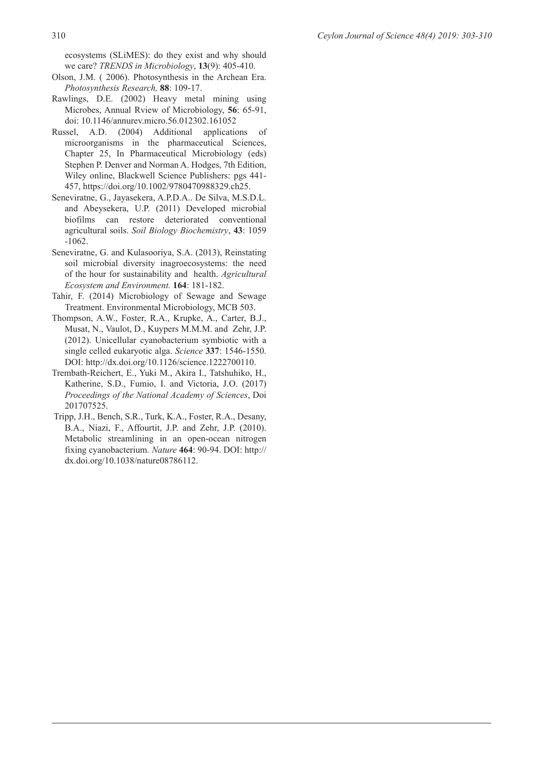ecosystems (SLiMES): do they exist and why should we care? *TRENDS in Microbiology*, **13**(9): 405-410.

Olson, J.M. ( 2006). Photosynthesis in the Archean Era. *Photosynthesis Research,* **88**: 109-17.

Rawlings, D.E. (2002) Heavy metal mining using Microbes, Annual Rview of Microbiology, **56**: 65-91, doi: 10.1146/annurev.micro.56.012302.161052

Russel, A.D. (2004) Additional applications of microorganisms in the pharmaceutical Sciences, Chapter 25, In Pharmaceutical Microbiology (eds) Stephen P. Denver and Norman A. Hodges, 7th Edition, Wiley online, Blackwell Science Publishers: pgs 441-457, https://doi.org/10.1002/9780470988329.ch25.

Seneviratne, G., Jayasekera, A.P.D.A.. De Silva, M.S.D.L. and Abeysekera, U.P. (2011) Developed microbial biofilms can restore deteriorated conventional agricultural soils. *Soil Biology Biochemistry*, **43**: 1059 -1062.

Seneviratne, G. and Kulasooriya, S.A. (2013), Reinstating soil microbial diversity inagroecosystems: the need of the hour for sustainability and health. *Agricultural Ecosystem and Environment.* **164**: 181-182.

Tahir, F. (2014) Microbiology of Sewage and Sewage Treatment. Environmental Microbiology, MCB 503.

Thompson, A.W., Foster, R.A., Krupke, A., Carter, B.J., Musat, N., Vaulot, D., Kuypers M.M.M. and Zehr, J.P. (2012). Unicellular cyanobacterium symbiotic with a single celled eukaryotic alga. *Science* **337**: 1546-1550. DOI: http://dx.doi.org/10.1126/science.1222700110.

Trembath-Reichert, E., Yuki M., Akira I., Tatshuhiko, H., Katherine, S.D., Fumio, I. and Victoria, J.O. (2017) *Proceedings of the National Academy of Sciences*, Doi 201707525.

Tripp, J.H., Bench, S.R., Turk, K.A., Foster, R.A., Desany, B.A., Niazi, F., Affourtit, J.P. and Zehr, J.P. (2010). Metabolic streamlining in an open-ocean nitrogen fixing cyanobacterium. *Nature* **464**: 90-94. DOI: http://dx.doi.org/10.1038/nature08786112.